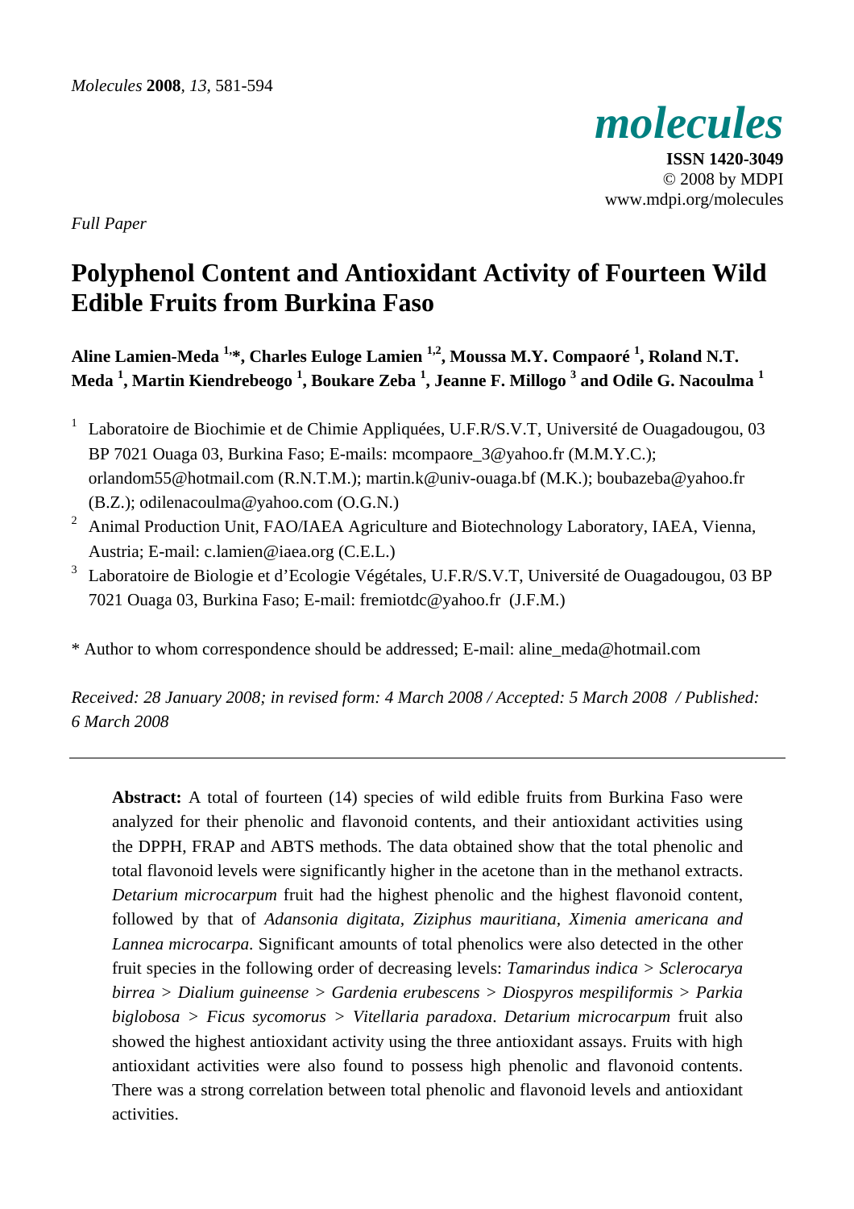*Full Paper*

# Polyphenol Content and Antioxidant Activity of Fourteen Wild Edible Fruits from Burkina Faso

**Aline Lamien-Meda [1,*], Charles Euloge Lamien [1,2], Moussa M.Y. Compaoré [1], Roland N.T. Meda [1], Martin Kiendrebeogo [1], Boukare Zeba [1], Jeanne F. Millogo [3] and Odile G. Nacoulma [1]**

[1] Laboratoire de Biochimie et de Chimie Appliquées, U.F.R/S.V.T, Université de Ouagadougou, 03 BP 7021 Ouaga 03, Burkina Faso; E-mails: mcompaore_3@yahoo.fr (M.M.Y.C.); orlandom55@hotmail.com (R.N.T.M.); martin.k@univ-ouaga.bf (M.K.); boubazeba@yahoo.fr (B.Z.); odilenacoulma@yahoo.com (O.G.N.)

[2] Animal Production Unit, FAO/IAEA Agriculture and Biotechnology Laboratory, IAEA, Vienna, Austria; E-mail: c.lamien@iaea.org (C.E.L.)

[3] Laboratoire de Biologie et d'Ecologie Végétales, U.F.R/S.V.T, Université de Ouagadougou, 03 BP 7021 Ouaga 03, Burkina Faso; E-mail: fremiotdc@yahoo.fr (J.F.M.)

\* Author to whom correspondence should be addressed; E-mail: aline_meda@hotmail.com

*Received: 28 January 2008; in revised form: 4 March 2008 / Accepted: 5 March 2008 / Published: 6 March 2008*

---

**Abstract:** A total of fourteen (14) species of wild edible fruits from Burkina Faso were analyzed for their phenolic and flavonoid contents, and their antioxidant activities using the DPPH, FRAP and ABTS methods. The data obtained show that the total phenolic and total flavonoid levels were significantly higher in the acetone than in the methanol extracts. *Detarium microcarpum* fruit had the highest phenolic and the highest flavonoid content, followed by that of *Adansonia digitata*, *Ziziphus mauritiana*, *Ximenia americana and Lannea microcarpa*. Significant amounts of total phenolics were also detected in the other fruit species in the following order of decreasing levels: *Tamarindus indica* > *Sclerocarya birrea* > *Dialium guineense* > *Gardenia erubescens* > *Diospyros mespiliformis* > *Parkia biglobosa* > *Ficus sycomorus* > *Vitellaria paradoxa*. *Detarium microcarpum* fruit also showed the highest antioxidant activity using the three antioxidant assays. Fruits with high antioxidant activities were also found to possess high phenolic and flavonoid contents. There was a strong correlation between total phenolic and flavonoid levels and antioxidant activities.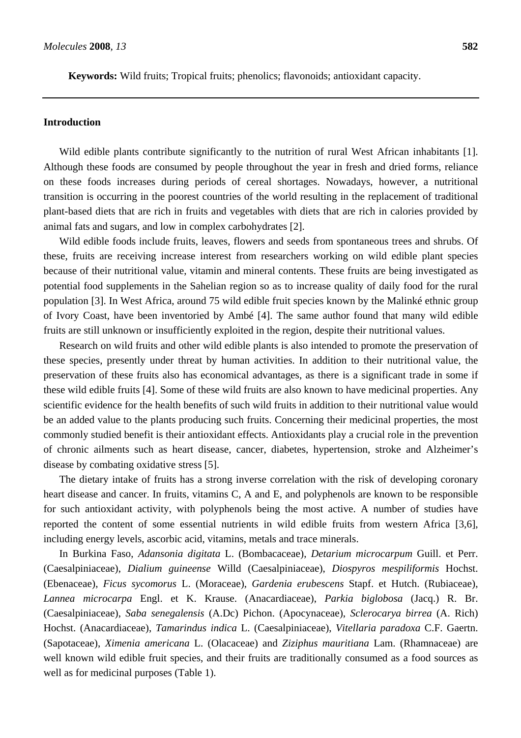**Keywords:** Wild fruits; Tropical fruits; phenolics; flavonoids; antioxidant capacity.

## Introduction

Wild edible plants contribute significantly to the nutrition of rural West African inhabitants [1]. Although these foods are consumed by people throughout the year in fresh and dried forms, reliance on these foods increases during periods of cereal shortages. Nowadays, however, a nutritional transition is occurring in the poorest countries of the world resulting in the replacement of traditional plant-based diets that are rich in fruits and vegetables with diets that are rich in calories provided by animal fats and sugars, and low in complex carbohydrates [2].

Wild edible foods include fruits, leaves, flowers and seeds from spontaneous trees and shrubs. Of these, fruits are receiving increase interest from researchers working on wild edible plant species because of their nutritional value, vitamin and mineral contents. These fruits are being investigated as potential food supplements in the Sahelian region so as to increase quality of daily food for the rural population [3]. In West Africa, around 75 wild edible fruit species known by the Malinké ethnic group of Ivory Coast, have been inventoried by Ambé [4]. The same author found that many wild edible fruits are still unknown or insufficiently exploited in the region, despite their nutritional values.

Research on wild fruits and other wild edible plants is also intended to promote the preservation of these species, presently under threat by human activities. In addition to their nutritional value, the preservation of these fruits also has economical advantages, as there is a significant trade in some if these wild edible fruits [4]. Some of these wild fruits are also known to have medicinal properties. Any scientific evidence for the health benefits of such wild fruits in addition to their nutritional value would be an added value to the plants producing such fruits. Concerning their medicinal properties, the most commonly studied benefit is their antioxidant effects. Antioxidants play a crucial role in the prevention of chronic ailments such as heart disease, cancer, diabetes, hypertension, stroke and Alzheimer's disease by combating oxidative stress [5].

The dietary intake of fruits has a strong inverse correlation with the risk of developing coronary heart disease and cancer. In fruits, vitamins C, A and E, and polyphenols are known to be responsible for such antioxidant activity, with polyphenols being the most active. A number of studies have reported the content of some essential nutrients in wild edible fruits from western Africa [3,6], including energy levels, ascorbic acid, vitamins, metals and trace minerals.

In Burkina Faso, *Adansonia digitata* L. (Bombacaceae), *Detarium microcarpum* Guill. et Perr. (Caesalpiniaceae), *Dialium guineense* Willd (Caesalpiniaceae), *Diospyros mespiliformis* Hochst. (Ebenaceae), *Ficus sycomorus* L. (Moraceae), *Gardenia erubescens* Stapf. et Hutch. (Rubiaceae), *Lannea microcarpa* Engl. et K. Krause. (Anacardiaceae), *Parkia biglobosa* (Jacq.) R. Br. (Caesalpiniaceae), *Saba senegalensis* (A.Dc) Pichon. (Apocynaceae), *Sclerocarya birrea* (A. Rich) Hochst. (Anacardiaceae), *Tamarindus indica* L. (Caesalpiniaceae), *Vitellaria paradoxa* C.F. Gaertn. (Sapotaceae), *Ximenia americana* L. (Olacaceae) and *Ziziphus mauritiana* Lam. (Rhamnaceae) are well known wild edible fruit species, and their fruits are traditionally consumed as a food sources as well as for medicinal purposes (Table 1).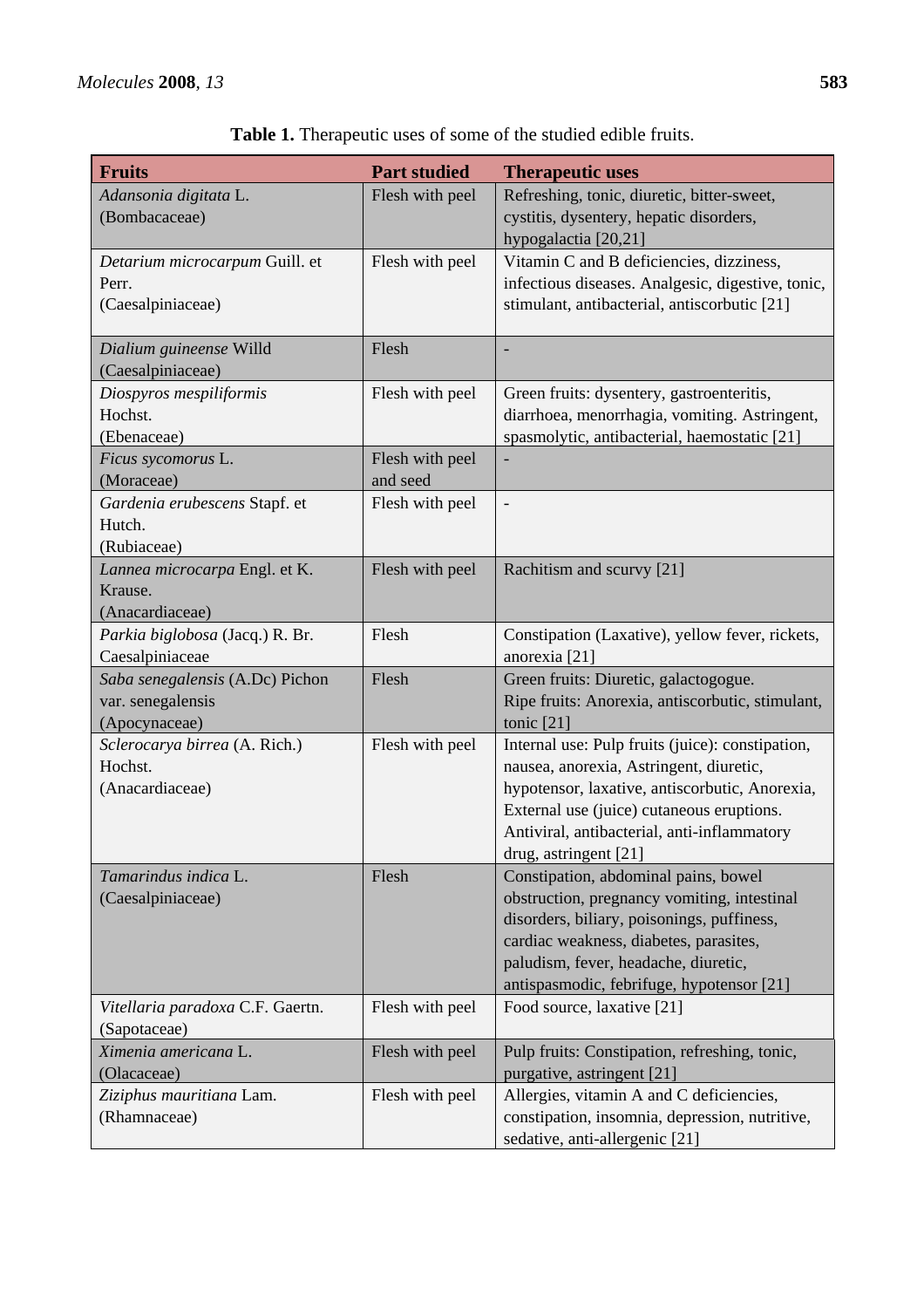**Table 1.** Therapeutic uses of some of the studied edible fruits.

| Fruits | Part studied | Therapeutic uses |
|---|---|---|
| *Adansonia digitata* L. (Bombacaceae) | Flesh with peel | Refreshing, tonic, diuretic, bitter-sweet, cystitis, dysentery, hepatic disorders, hypogalactia [20,21] |
| *Detarium microcarpum* Guill. et Perr. (Caesalpiniaceae) | Flesh with peel | Vitamin C and B deficiencies, dizziness, infectious diseases. Analgesic, digestive, tonic, stimulant, antibacterial, antiscorbutic [21] |
| *Dialium guineense* Willd (Caesalpiniaceae) | Flesh | - |
| *Diospyros mespiliformis* Hochst. (Ebenaceae) | Flesh with peel | Green fruits: dysentery, gastroenteritis, diarrhoea, menorrhagia, vomiting. Astringent, spasmolytic, antibacterial, haemostatic [21] |
| *Ficus sycomorus* L. (Moraceae) | Flesh with peel and seed | - |
| *Gardenia erubescens* Stapf. et Hutch. (Rubiaceae) | Flesh with peel | - |
| *Lannea microcarpa* Engl. et K. Krause. (Anacardiaceae) | Flesh with peel | Rachitism and scurvy [21] |
| *Parkia biglobosa* (Jacq.) R. Br. Caesalpiniaceae | Flesh | Constipation (Laxative), yellow fever, rickets, anorexia [21] |
| *Saba senegalensis* (A.Dc) Pichon var. senegalensis (Apocynaceae) | Flesh | Green fruits: Diuretic, galactogogue. Ripe fruits: Anorexia, antiscorbutic, stimulant, tonic [21] |
| *Sclerocarya birrea* (A. Rich.) Hochst. (Anacardiaceae) | Flesh with peel | Internal use: Pulp fruits (juice): constipation, nausea, anorexia, Astringent, diuretic, hypotensor, laxative, antiscorbutic, Anorexia, External use (juice) cutaneous eruptions. Antiviral, antibacterial, anti-inflammatory drug, astringent [21] |
| *Tamarindus indica* L. (Caesalpiniaceae) | Flesh | Constipation, abdominal pains, bowel obstruction, pregnancy vomiting, intestinal disorders, biliary, poisonings, puffiness, cardiac weakness, diabetes, parasites, paludism, fever, headache, diuretic, antispasmodic, febrifuge, hypotensor [21] |
| *Vitellaria paradoxa* C.F. Gaertn. (Sapotaceae) | Flesh with peel | Food source, laxative [21] |
| *Ximenia americana* L. (Olacaceae) | Flesh with peel | Pulp fruits: Constipation, refreshing, tonic, purgative, astringent [21] |
| *Ziziphus mauritiana* Lam. (Rhamnaceae) | Flesh with peel | Allergies, vitamin A and C deficiencies, constipation, insomnia, depression, nutritive, sedative, anti-allergenic [21] |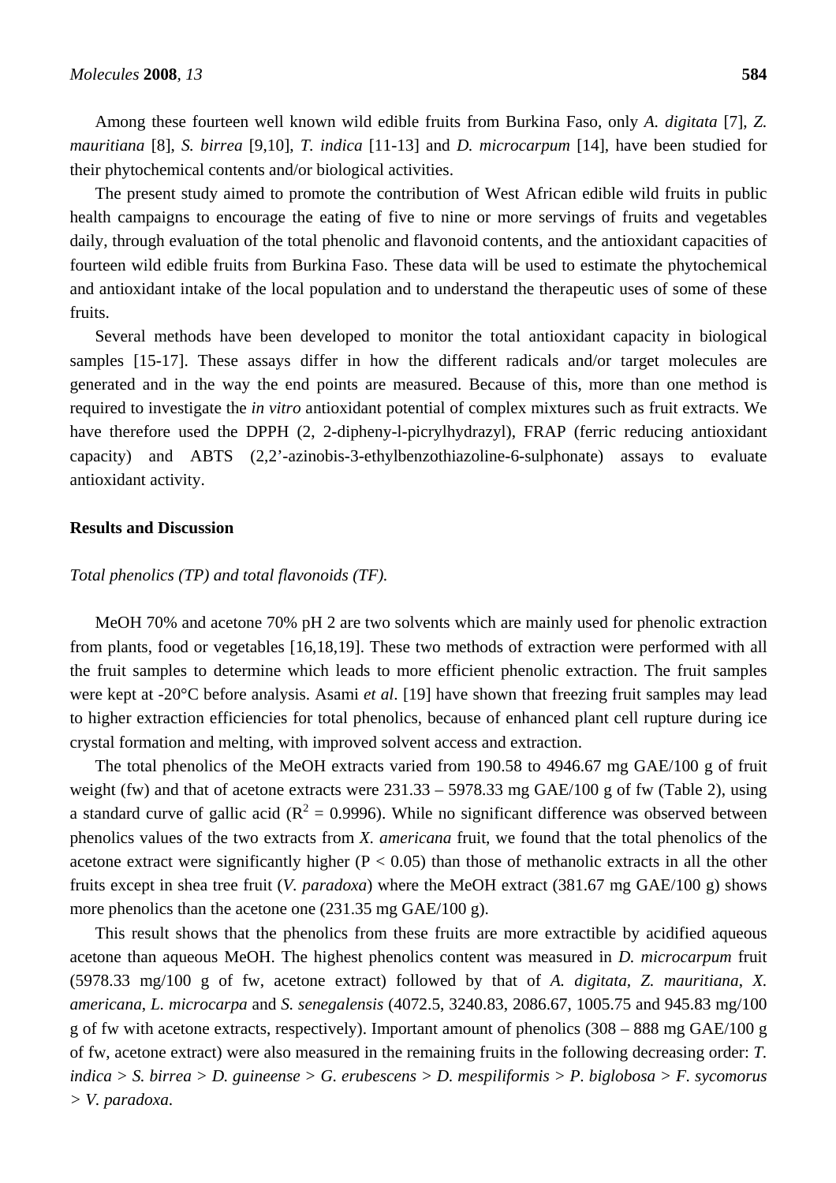Among these fourteen well known wild edible fruits from Burkina Faso, only *A. digitata* [7], *Z. mauritiana* [8], *S. birrea* [9,10], *T. indica* [11-13] and *D. microcarpum* [14], have been studied for their phytochemical contents and/or biological activities.

The present study aimed to promote the contribution of West African edible wild fruits in public health campaigns to encourage the eating of five to nine or more servings of fruits and vegetables daily, through evaluation of the total phenolic and flavonoid contents, and the antioxidant capacities of fourteen wild edible fruits from Burkina Faso. These data will be used to estimate the phytochemical and antioxidant intake of the local population and to understand the therapeutic uses of some of these fruits.

Several methods have been developed to monitor the total antioxidant capacity in biological samples [15-17]. These assays differ in how the different radicals and/or target molecules are generated and in the way the end points are measured. Because of this, more than one method is required to investigate the *in vitro* antioxidant potential of complex mixtures such as fruit extracts. We have therefore used the DPPH (2, 2-dipheny-l-picrylhydrazyl), FRAP (ferric reducing antioxidant capacity) and ABTS (2,2'-azinobis-3-ethylbenzothiazoline-6-sulphonate) assays to evaluate antioxidant activity.

## Results and Discussion

*Total phenolics (TP) and total flavonoids (TF).*

MeOH 70% and acetone 70% pH 2 are two solvents which are mainly used for phenolic extraction from plants, food or vegetables [16,18,19]. These two methods of extraction were performed with all the fruit samples to determine which leads to more efficient phenolic extraction. The fruit samples were kept at -20°C before analysis. Asami *et al*. [19] have shown that freezing fruit samples may lead to higher extraction efficiencies for total phenolics, because of enhanced plant cell rupture during ice crystal formation and melting, with improved solvent access and extraction.

The total phenolics of the MeOH extracts varied from 190.58 to 4946.67 mg GAE/100 g of fruit weight (fw) and that of acetone extracts were 231.33 – 5978.33 mg GAE/100 g of fw (Table 2), using a standard curve of gallic acid ($R^2 = 0.9996$). While no significant difference was observed between phenolics values of the two extracts from *X. americana* fruit, we found that the total phenolics of the acetone extract were significantly higher ($P < 0.05$) than those of methanolic extracts in all the other fruits except in shea tree fruit (*V. paradoxa*) where the MeOH extract (381.67 mg GAE/100 g) shows more phenolics than the acetone one (231.35 mg GAE/100 g).

This result shows that the phenolics from these fruits are more extractible by acidified aqueous acetone than aqueous MeOH. The highest phenolics content was measured in *D. microcarpum* fruit (5978.33 mg/100 g of fw, acetone extract) followed by that of *A. digitata*, *Z. mauritiana*, *X. americana*, *L. microcarpa* and *S. senegalensis* (4072.5, 3240.83, 2086.67, 1005.75 and 945.83 mg/100 g of fw with acetone extracts, respectively). Important amount of phenolics (308 – 888 mg GAE/100 g of fw, acetone extract) were also measured in the remaining fruits in the following decreasing order: *T. indica* > *S. birrea* > *D. guineense* > *G. erubescens* > *D. mespiliformis* > *P. biglobosa* > *F. sycomorus* > *V. paradoxa*.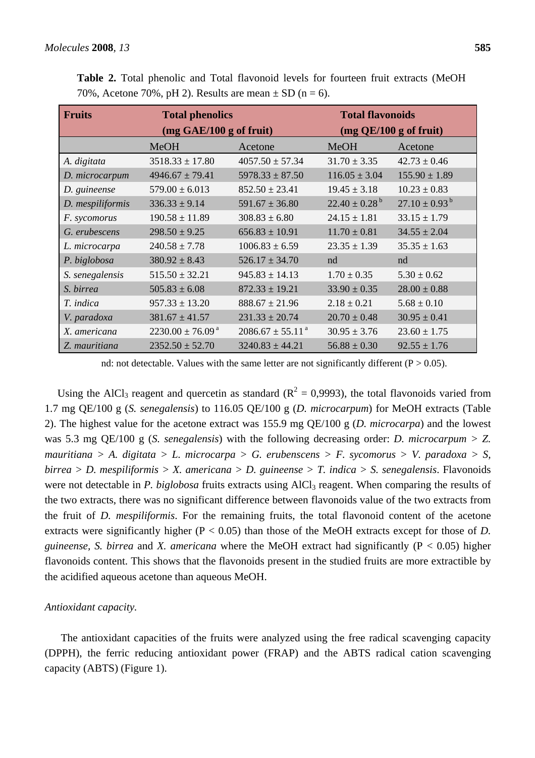**Table 2.** Total phenolic and Total flavonoid levels for fourteen fruit extracts (MeOH 70%, Acetone 70%, pH 2). Results are mean ± SD (n = 6).

| Fruits | Total phenolics (mg GAE/100 g of fruit) | | Total flavonoids (mg QE/100 g of fruit) | |
|---|---|---|---|---|
| | MeOH | Acetone | MeOH | Acetone |
| *A. digitata* | 3518.33 ± 17.80 | 4057.50 ± 57.34 | 31.70 ± 3.35 | 42.73 ± 0.46 |
| *D. microcarpum* | 4946.67 ± 79.41 | 5978.33 ± 87.50 | 116.05 ± 3.04 | 155.90 ± 1.89 |
| *D. guineense* | 579.00 ± 6.013 | 852.50 ± 23.41 | 19.45 ± 3.18 | 10.23 ± 0.83 |
| *D. mespiliformis* | 336.33 ± 9.14 | 591.67 ± 36.80 | 22.40 ± 0.28 [b] | 27.10 ± 0.93 [b] |
| *F. sycomorus* | 190.58 ± 11.89 | 308.83 ± 6.80 | 24.15 ± 1.81 | 33.15 ± 1.79 |
| *G. erubescens* | 298.50 ± 9.25 | 656.83 ± 10.91 | 11.70 ± 0.81 | 34.55 ± 2.04 |
| *L. microcarpa* | 240.58 ± 7.78 | 1006.83 ± 6.59 | 23.35 ± 1.39 | 35.35 ± 1.63 |
| *P. biglobosa* | 380.92 ± 8.43 | 526.17 ± 34.70 | nd | nd |
| *S. senegalensis* | 515.50 ± 32.21 | 945.83 ± 14.13 | 1.70 ± 0.35 | 5.30 ± 0.62 |
| *S. birrea* | 505.83 ± 6.08 | 872.33 ± 19.21 | 33.90 ± 0.35 | 28.00 ± 0.88 |
| *T. indica* | 957.33 ± 13.20 | 888.67 ± 21.96 | 2.18 ± 0.21 | 5.68 ± 0.10 |
| *V. paradoxa* | 381.67 ± 41.57 | 231.33 ± 20.74 | 20.70 ± 0.48 | 30.95 ± 0.41 |
| *X. americana* | 2230.00 ± 76.09 [a] | 2086.67 ± 55.11 [a] | 30.95 ± 3.76 | 23.60 ± 1.75 |
| *Z. mauritiana* | 2352.50 ± 52.70 | 3240.83 ± 44.21 | 56.88 ± 0.30 | 92.55 ± 1.76 |

nd: not detectable. Values with the same letter are not significantly different ($P > 0.05$).

Using the $AlCl_3$ reagent and quercetin as standard ($R^2 = 0,9993$), the total flavonoids varied from 1.7 mg QE/100 g (*S. senegalensis*) to 116.05 QE/100 g (*D. microcarpum*) for MeOH extracts (Table 2). The highest value for the acetone extract was 155.9 mg QE/100 g (*D. microcarpa*) and the lowest was 5.3 mg QE/100 g (*S. senegalensis*) with the following decreasing order: *D. microcarpum* > *Z. mauritiana* > *A. digitata* > *L. microcarpa* > *G. erubenscens* > *F. sycomorus* > *V. paradoxa* > *S, birrea* > *D. mespiliformis* > *X. americana* > *D. guineense* > *T. indica* > *S. senegalensis*. Flavonoids were not detectable in *P. biglobosa* fruits extracts using $AlCl_3$ reagent. When comparing the results of the two extracts, there was no significant difference between flavonoids value of the two extracts from the fruit of *D. mespiliformis*. For the remaining fruits, the total flavonoid content of the acetone extracts were significantly higher ($P < 0.05$) than those of the MeOH extracts except for those of *D. guineense*, *S. birrea* and *X. americana* where the MeOH extract had significantly ($P < 0.05$) higher flavonoids content. This shows that the flavonoids present in the studied fruits are more extractible by the acidified aqueous acetone than aqueous MeOH.

*Antioxidant capacity.*

The antioxidant capacities of the fruits were analyzed using the free radical scavenging capacity (DPPH), the ferric reducing antioxidant power (FRAP) and the ABTS radical cation scavenging capacity (ABTS) (Figure 1).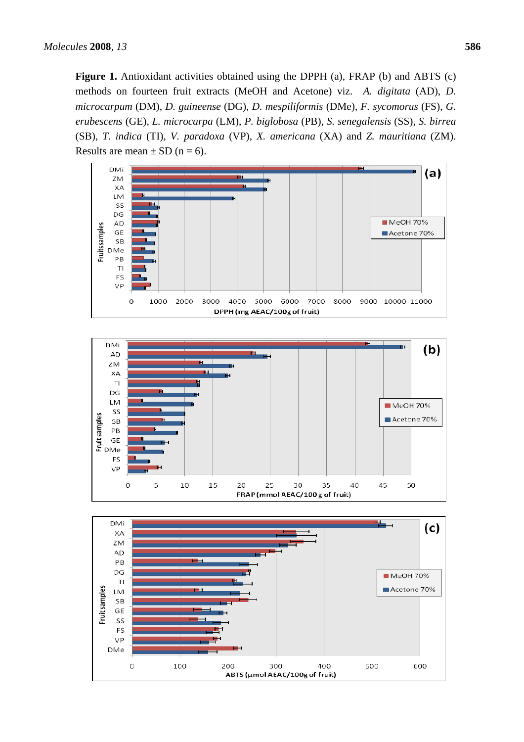**Figure 1.** Antioxidant activities obtained using the DPPH (a), FRAP (b) and ABTS (c) methods on fourteen fruit extracts (MeOH and Acetone) viz. *A. digitata* (AD), *D. microcarpum* (DM), *D. guineense* (DG), *D. mespiliformis* (DMe), *F. sycomorus* (FS), *G. erubescens* (GE), *L. microcarpa* (LM), *P. biglobosa* (PB), *S. senegalensis* (SS), *S. birrea* (SB), *T. indica* (TI), *V. paradoxa* (VP), *X. americana* (XA) and *Z. mauritiana* (ZM). Results are mean ± SD (n = 6).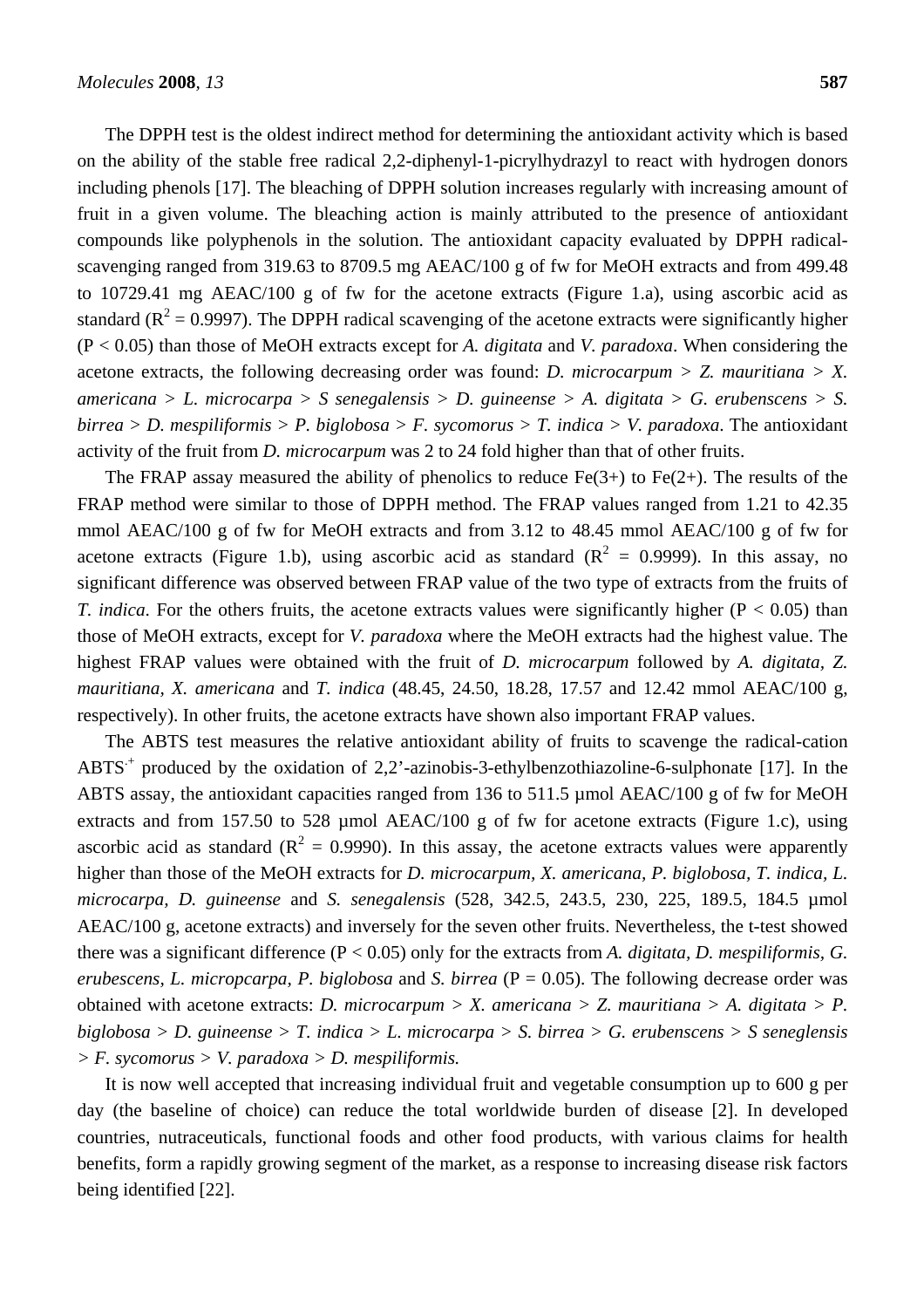The DPPH test is the oldest indirect method for determining the antioxidant activity which is based on the ability of the stable free radical 2,2-diphenyl-1-picrylhydrazyl to react with hydrogen donors including phenols [17]. The bleaching of DPPH solution increases regularly with increasing amount of fruit in a given volume. The bleaching action is mainly attributed to the presence of antioxidant compounds like polyphenols in the solution. The antioxidant capacity evaluated by DPPH radical-scavenging ranged from 319.63 to 8709.5 mg AEAC/100 g of fw for MeOH extracts and from 499.48 to 10729.41 mg AEAC/100 g of fw for the acetone extracts (Figure 1.a), using ascorbic acid as standard ($R^2$ = 0.9997). The DPPH radical scavenging of the acetone extracts were significantly higher ($P < 0.05$) than those of MeOH extracts except for *A. digitata* and *V. paradoxa*. When considering the acetone extracts, the following decreasing order was found: *D. microcarpum* > *Z. mauritiana* > *X. americana* > *L. microcarpa* > *S senegalensis* > *D. guineense* > *A. digitata* > *G. erubenscens* > *S. birrea* > *D. mespiliformis* > *P. biglobosa* > *F. sycomorus* > *T. indica* > *V. paradoxa*. The antioxidant activity of the fruit from *D. microcarpum* was 2 to 24 fold higher than that of other fruits.

The FRAP assay measured the ability of phenolics to reduce Fe(3+) to Fe(2+). The results of the FRAP method were similar to those of DPPH method. The FRAP values ranged from 1.21 to 42.35 mmol AEAC/100 g of fw for MeOH extracts and from 3.12 to 48.45 mmol AEAC/100 g of fw for acetone extracts (Figure 1.b), using ascorbic acid as standard ($R^2$ = 0.9999). In this assay, no significant difference was observed between FRAP value of the two type of extracts from the fruits of *T. indica*. For the others fruits, the acetone extracts values were significantly higher ($P < 0.05$) than those of MeOH extracts, except for *V. paradoxa* where the MeOH extracts had the highest value. The highest FRAP values were obtained with the fruit of *D. microcarpum* followed by *A. digitata, Z. mauritiana, X. americana* and *T. indica* (48.45, 24.50, 18.28, 17.57 and 12.42 mmol AEAC/100 g, respectively). In other fruits, the acetone extracts have shown also important FRAP values.

The ABTS test measures the relative antioxidant ability of fruits to scavenge the radical-cation $ABTS^{.+}$ produced by the oxidation of 2,2'-azinobis-3-ethylbenzothiazoline-6-sulphonate [17]. In the ABTS assay, the antioxidant capacities ranged from 136 to 511.5 µmol AEAC/100 g of fw for MeOH extracts and from 157.50 to 528 µmol AEAC/100 g of fw for acetone extracts (Figure 1.c), using ascorbic acid as standard ($R^2$ = 0.9990). In this assay, the acetone extracts values were apparently higher than those of the MeOH extracts for *D. microcarpum, X. americana, P. biglobosa, T. indica, L. microcarpa, D. guineense* and *S. senegalensis* (528, 342.5, 243.5, 230, 225, 189.5, 184.5 µmol AEAC/100 g, acetone extracts) and inversely for the seven other fruits. Nevertheless, the t-test showed there was a significant difference ($P < 0.05$) only for the extracts from *A. digitata, D. mespiliformis, G. erubescens, L. micropcarpa, P. biglobosa* and *S. birrea* ($P = 0.05$). The following decrease order was obtained with acetone extracts: *D. microcarpum* > *X. americana* > *Z. mauritiana* > *A. digitata* > *P. biglobosa* > *D. guineense* > *T. indica* > *L. microcarpa* > *S. birrea* > *G. erubenscens* > *S seneglensis* > *F. sycomorus* > *V. paradoxa* > *D. mespiliformis.*

It is now well accepted that increasing individual fruit and vegetable consumption up to 600 g per day (the baseline of choice) can reduce the total worldwide burden of disease [2]. In developed countries, nutraceuticals, functional foods and other food products, with various claims for health benefits, form a rapidly growing segment of the market, as a response to increasing disease risk factors being identified [22].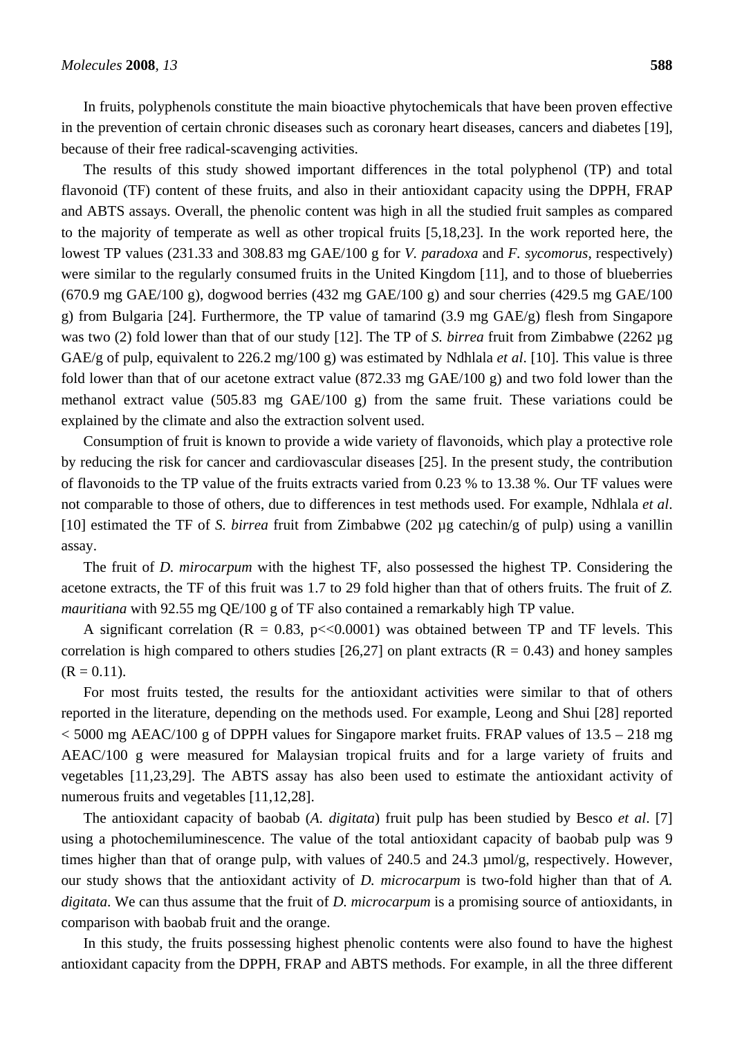In fruits, polyphenols constitute the main bioactive phytochemicals that have been proven effective in the prevention of certain chronic diseases such as coronary heart diseases, cancers and diabetes [19], because of their free radical-scavenging activities.

The results of this study showed important differences in the total polyphenol (TP) and total flavonoid (TF) content of these fruits, and also in their antioxidant capacity using the DPPH, FRAP and ABTS assays. Overall, the phenolic content was high in all the studied fruit samples as compared to the majority of temperate as well as other tropical fruits [5,18,23]. In the work reported here, the lowest TP values (231.33 and 308.83 mg GAE/100 g for *V. paradoxa* and *F. sycomorus*, respectively) were similar to the regularly consumed fruits in the United Kingdom [11], and to those of blueberries (670.9 mg GAE/100 g), dogwood berries (432 mg GAE/100 g) and sour cherries (429.5 mg GAE/100 g) from Bulgaria [24]. Furthermore, the TP value of tamarind (3.9 mg GAE/g) flesh from Singapore was two (2) fold lower than that of our study [12]. The TP of *S. birrea* fruit from Zimbabwe (2262 µg GAE/g of pulp, equivalent to 226.2 mg/100 g) was estimated by Ndhlala *et al*. [10]. This value is three fold lower than that of our acetone extract value (872.33 mg GAE/100 g) and two fold lower than the methanol extract value (505.83 mg GAE/100 g) from the same fruit. These variations could be explained by the climate and also the extraction solvent used.

Consumption of fruit is known to provide a wide variety of flavonoids, which play a protective role by reducing the risk for cancer and cardiovascular diseases [25]. In the present study, the contribution of flavonoids to the TP value of the fruits extracts varied from 0.23 % to 13.38 %. Our TF values were not comparable to those of others, due to differences in test methods used. For example, Ndhlala *et al*. [10] estimated the TF of *S. birrea* fruit from Zimbabwe (202 µg catechin/g of pulp) using a vanillin assay.

The fruit of *D. mirocarpum* with the highest TF, also possessed the highest TP. Considering the acetone extracts, the TF of this fruit was 1.7 to 29 fold higher than that of others fruits. The fruit of *Z. mauritiana* with 92.55 mg QE/100 g of TF also contained a remarkably high TP value.

A significant correlation ($R = 0.83$, $p << 0.0001$) was obtained between TP and TF levels. This correlation is high compared to others studies [26,27] on plant extracts ($R = 0.43$) and honey samples ($R = 0.11$).

For most fruits tested, the results for the antioxidant activities were similar to that of others reported in the literature, depending on the methods used. For example, Leong and Shui [28] reported < 5000 mg AEAC/100 g of DPPH values for Singapore market fruits. FRAP values of 13.5 – 218 mg AEAC/100 g were measured for Malaysian tropical fruits and for a large variety of fruits and vegetables [11,23,29]. The ABTS assay has also been used to estimate the antioxidant activity of numerous fruits and vegetables [11,12,28].

The antioxidant capacity of baobab (*A. digitata*) fruit pulp has been studied by Besco *et al*. [7] using a photochemiluminescence. The value of the total antioxidant capacity of baobab pulp was 9 times higher than that of orange pulp, with values of 240.5 and 24.3 µmol/g, respectively. However, our study shows that the antioxidant activity of *D. microcarpum* is two-fold higher than that of *A. digitata*. We can thus assume that the fruit of *D. microcarpum* is a promising source of antioxidants, in comparison with baobab fruit and the orange.

In this study, the fruits possessing highest phenolic contents were also found to have the highest antioxidant capacity from the DPPH, FRAP and ABTS methods. For example, in all the three different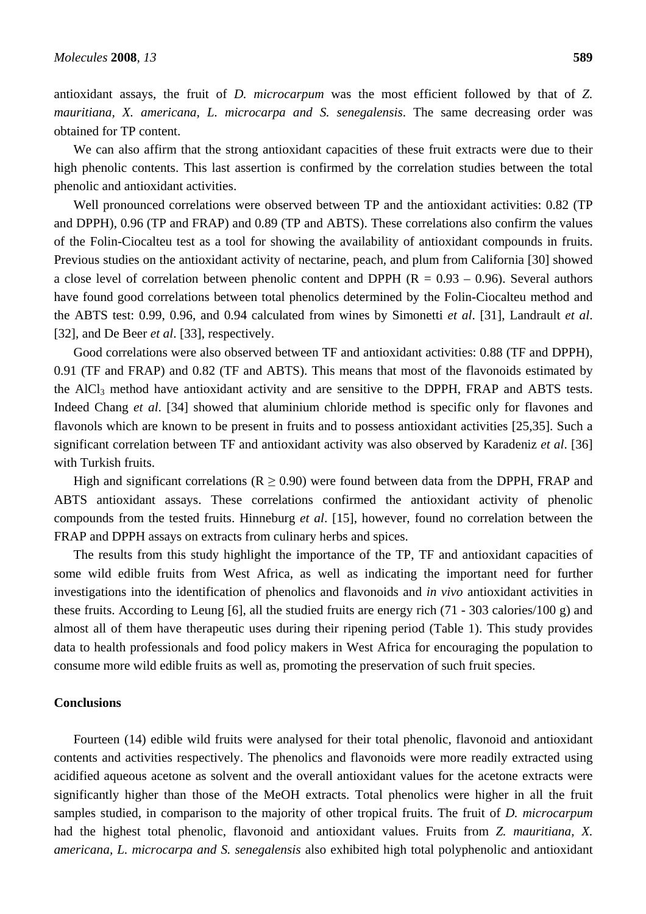antioxidant assays, the fruit of *D. microcarpum* was the most efficient followed by that of *Z. mauritiana*, *X. americana, L. microcarpa and S. senegalensis*. The same decreasing order was obtained for TP content.

We can also affirm that the strong antioxidant capacities of these fruit extracts were due to their high phenolic contents. This last assertion is confirmed by the correlation studies between the total phenolic and antioxidant activities.

Well pronounced correlations were observed between TP and the antioxidant activities: 0.82 (TP and DPPH), 0.96 (TP and FRAP) and 0.89 (TP and ABTS). These correlations also confirm the values of the Folin-Ciocalteu test as a tool for showing the availability of antioxidant compounds in fruits. Previous studies on the antioxidant activity of nectarine, peach, and plum from California [30] showed a close level of correlation between phenolic content and DPPH (R = 0.93 – 0.96). Several authors have found good correlations between total phenolics determined by the Folin-Ciocalteu method and the ABTS test: 0.99, 0.96, and 0.94 calculated from wines by Simonetti *et al*. [31], Landrault *et al*. [32], and De Beer *et al*. [33], respectively.

Good correlations were also observed between TF and antioxidant activities: 0.88 (TF and DPPH), 0.91 (TF and FRAP) and 0.82 (TF and ABTS). This means that most of the flavonoids estimated by the $AlCl_3$ method have antioxidant activity and are sensitive to the DPPH, FRAP and ABTS tests. Indeed Chang *et al*. [34] showed that aluminium chloride method is specific only for flavones and flavonols which are known to be present in fruits and to possess antioxidant activities [25,35]. Such a significant correlation between TF and antioxidant activity was also observed by Karadeniz *et al*. [36] with Turkish fruits.

High and significant correlations ($R \geq 0.90$) were found between data from the DPPH, FRAP and ABTS antioxidant assays. These correlations confirmed the antioxidant activity of phenolic compounds from the tested fruits. Hinneburg *et al*. [15], however, found no correlation between the FRAP and DPPH assays on extracts from culinary herbs and spices.

The results from this study highlight the importance of the TP, TF and antioxidant capacities of some wild edible fruits from West Africa, as well as indicating the important need for further investigations into the identification of phenolics and flavonoids and *in vivo* antioxidant activities in these fruits. According to Leung [6], all the studied fruits are energy rich (71 - 303 calories/100 g) and almost all of them have therapeutic uses during their ripening period (Table 1). This study provides data to health professionals and food policy makers in West Africa for encouraging the population to consume more wild edible fruits as well as, promoting the preservation of such fruit species.

## Conclusions

Fourteen (14) edible wild fruits were analysed for their total phenolic, flavonoid and antioxidant contents and activities respectively. The phenolics and flavonoids were more readily extracted using acidified aqueous acetone as solvent and the overall antioxidant values for the acetone extracts were significantly higher than those of the MeOH extracts. Total phenolics were higher in all the fruit samples studied, in comparison to the majority of other tropical fruits. The fruit of *D. microcarpum* had the highest total phenolic, flavonoid and antioxidant values. Fruits from *Z. mauritiana*, *X. americana, L. microcarpa and S. senegalensis* also exhibited high total polyphenolic and antioxidant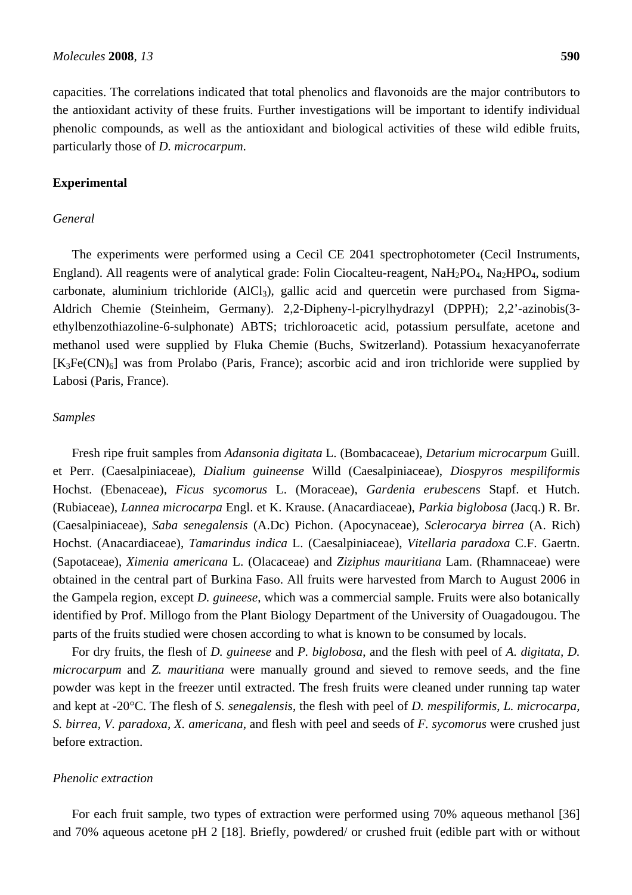capacities. The correlations indicated that total phenolics and flavonoids are the major contributors to the antioxidant activity of these fruits. Further investigations will be important to identify individual phenolic compounds, as well as the antioxidant and biological activities of these wild edible fruits, particularly those of *D. microcarpum*.

## Experimental

### *General*

The experiments were performed using a Cecil CE 2041 spectrophotometer (Cecil Instruments, England). All reagents were of analytical grade: Folin Ciocalteu-reagent, $NaH_2PO_4$, $Na_2HPO_4$, sodium carbonate, aluminium trichloride ($AlCl_3$), gallic acid and quercetin were purchased from Sigma-Aldrich Chemie (Steinheim, Germany). 2,2-Dipheny-l-picrylhydrazyl (DPPH); 2,2'-azinobis(3-ethylbenzothiazoline-6-sulphonate) ABTS; trichloroacetic acid, potassium persulfate, acetone and methanol used were supplied by Fluka Chemie (Buchs, Switzerland). Potassium hexacyanoferrate [$K_3Fe(CN)_6$] was from Prolabo (Paris, France); ascorbic acid and iron trichloride were supplied by Labosi (Paris, France).

### *Samples*

Fresh ripe fruit samples from *Adansonia digitata* L. (Bombacaceae), *Detarium microcarpum* Guill. et Perr. (Caesalpiniaceae), *Dialium guineense* Willd (Caesalpiniaceae), *Diospyros mespiliformis* Hochst. (Ebenaceae), *Ficus sycomorus* L. (Moraceae), *Gardenia erubescens* Stapf. et Hutch. (Rubiaceae), *Lannea microcarpa* Engl. et K. Krause. (Anacardiaceae), *Parkia biglobosa* (Jacq.) R. Br. (Caesalpiniaceae), *Saba senegalensis* (A.Dc) Pichon. (Apocynaceae), *Sclerocarya birrea* (A. Rich) Hochst. (Anacardiaceae), *Tamarindus indica* L. (Caesalpiniaceae), *Vitellaria paradoxa* C.F. Gaertn. (Sapotaceae), *Ximenia americana* L. (Olacaceae) and *Ziziphus mauritiana* Lam. (Rhamnaceae) were obtained in the central part of Burkina Faso. All fruits were harvested from March to August 2006 in the Gampela region, except *D. guineese*, which was a commercial sample. Fruits were also botanically identified by Prof. Millogo from the Plant Biology Department of the University of Ouagadougou. The parts of the fruits studied were chosen according to what is known to be consumed by locals.

For dry fruits, the flesh of *D. guineese* and *P. biglobosa*, and the flesh with peel of *A. digitata*, *D. microcarpum* and *Z. mauritiana* were manually ground and sieved to remove seeds, and the fine powder was kept in the freezer until extracted. The fresh fruits were cleaned under running tap water and kept at -20°C. The flesh of *S. senegalensis*, the flesh with peel of *D. mespiliformis*, *L. microcarpa*, *S. birrea*, *V. paradoxa*, *X. americana*, and flesh with peel and seeds of *F. sycomorus* were crushed just before extraction.

### *Phenolic extraction*

For each fruit sample, two types of extraction were performed using 70% aqueous methanol [36] and 70% aqueous acetone pH 2 [18]. Briefly, powdered/ or crushed fruit (edible part with or without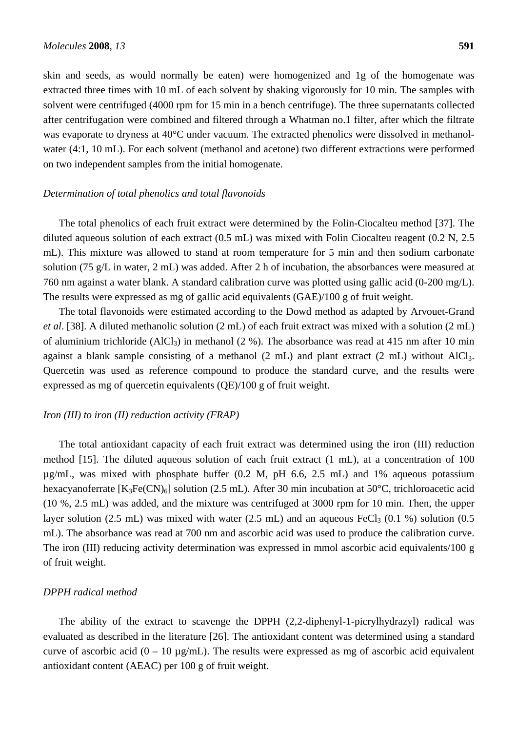skin and seeds, as would normally be eaten) were homogenized and 1g of the homogenate was extracted three times with 10 mL of each solvent by shaking vigorously for 10 min. The samples with solvent were centrifuged (4000 rpm for 15 min in a bench centrifuge). The three supernatants collected after centrifugation were combined and filtered through a Whatman no.1 filter, after which the filtrate was evaporate to dryness at 40°C under vacuum. The extracted phenolics were dissolved in methanol-water (4:1, 10 mL). For each solvent (methanol and acetone) two different extractions were performed on two independent samples from the initial homogenate.

*Determination of total phenolics and total flavonoids*

The total phenolics of each fruit extract were determined by the Folin-Ciocalteu method [37]. The diluted aqueous solution of each extract (0.5 mL) was mixed with Folin Ciocalteu reagent (0.2 N, 2.5 mL). This mixture was allowed to stand at room temperature for 5 min and then sodium carbonate solution (75 g/L in water, 2 mL) was added. After 2 h of incubation, the absorbances were measured at 760 nm against a water blank. A standard calibration curve was plotted using gallic acid (0-200 mg/L). The results were expressed as mg of gallic acid equivalents (GAE)/100 g of fruit weight.

The total flavonoids were estimated according to the Dowd method as adapted by Arvouet-Grand *et al*. [38]. A diluted methanolic solution (2 mL) of each fruit extract was mixed with a solution (2 mL) of aluminium trichloride ($AlCl_3$) in methanol (2 %). The absorbance was read at 415 nm after 10 min against a blank sample consisting of a methanol (2 mL) and plant extract (2 mL) without $AlCl_3$. Quercetin was used as reference compound to produce the standard curve, and the results were expressed as mg of quercetin equivalents (QE)/100 g of fruit weight.

*Iron (III) to iron (II) reduction activity (FRAP)*

The total antioxidant capacity of each fruit extract was determined using the iron (III) reduction method [15]. The diluted aqueous solution of each fruit extract (1 mL), at a concentration of 100 µg/mL, was mixed with phosphate buffer (0.2 M, pH 6.6, 2.5 mL) and 1% aqueous potassium hexacyanoferrate [$K_3Fe(CN)_6$] solution (2.5 mL). After 30 min incubation at 50°C, trichloroacetic acid (10 %, 2.5 mL) was added, and the mixture was centrifuged at 3000 rpm for 10 min. Then, the upper layer solution (2.5 mL) was mixed with water (2.5 mL) and an aqueous $FeCl_3$ (0.1 %) solution (0.5 mL). The absorbance was read at 700 nm and ascorbic acid was used to produce the calibration curve. The iron (III) reducing activity determination was expressed in mmol ascorbic acid equivalents/100 g of fruit weight.

*DPPH radical method*

The ability of the extract to scavenge the DPPH (2,2-diphenyl-1-picrylhydrazyl) radical was evaluated as described in the literature [26]. The antioxidant content was determined using a standard curve of ascorbic acid (0 – 10 µg/mL). The results were expressed as mg of ascorbic acid equivalent antioxidant content (AEAC) per 100 g of fruit weight.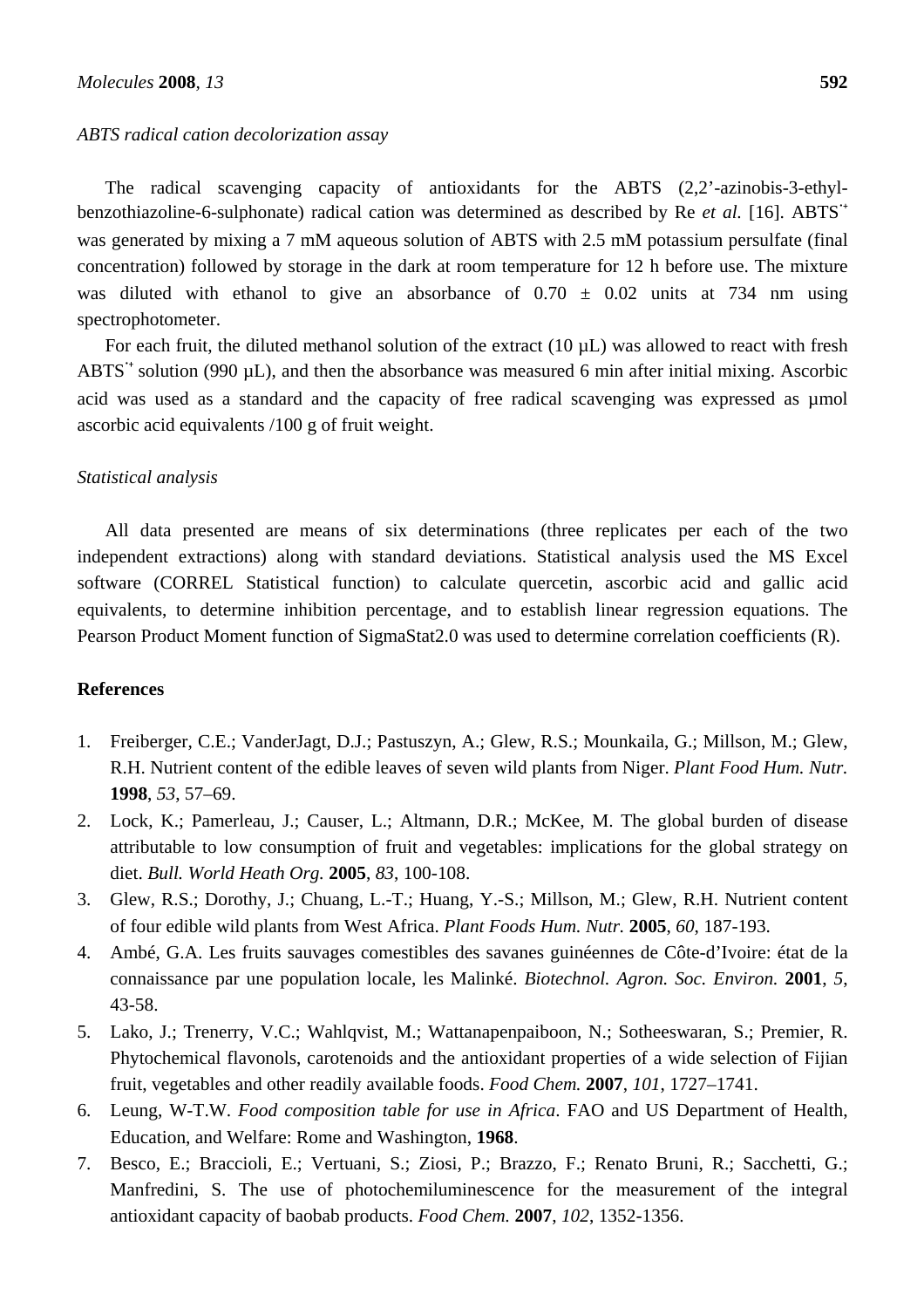*ABTS radical cation decolorization assay*

The radical scavenging capacity of antioxidants for the ABTS (2,2'-azinobis-3-ethyl-benzothiazoline-6-sulphonate) radical cation was determined as described by Re *et al.* [16]. $ABTS^{\cdot+}$ was generated by mixing a 7 mM aqueous solution of ABTS with 2.5 mM potassium persulfate (final concentration) followed by storage in the dark at room temperature for 12 h before use. The mixture was diluted with ethanol to give an absorbance of 0.70 ± 0.02 units at 734 nm using spectrophotometer.

For each fruit, the diluted methanol solution of the extract (10 µL) was allowed to react with fresh $ABTS^{\cdot+}$ solution (990 µL), and then the absorbance was measured 6 min after initial mixing. Ascorbic acid was used as a standard and the capacity of free radical scavenging was expressed as µmol ascorbic acid equivalents /100 g of fruit weight.

*Statistical analysis*

All data presented are means of six determinations (three replicates per each of the two independent extractions) along with standard deviations. Statistical analysis used the MS Excel software (CORREL Statistical function) to calculate quercetin, ascorbic acid and gallic acid equivalents, to determine inhibition percentage, and to establish linear regression equations. The Pearson Product Moment function of SigmaStat2.0 was used to determine correlation coefficients (R).

**References**

1. Freiberger, C.E.; VanderJagt, D.J.; Pastuszyn, A.; Glew, R.S.; Mounkaila, G.; Millson, M.; Glew, R.H. Nutrient content of the edible leaves of seven wild plants from Niger. *Plant Food Hum. Nutr.* **1998**, *53*, 57–69.
2. Lock, K.; Pamerleau, J.; Causer, L.; Altmann, D.R.; McKee, M. The global burden of disease attributable to low consumption of fruit and vegetables: implications for the global strategy on diet. *Bull. World Heath Org.* **2005**, *83*, 100-108.
3. Glew, R.S.; Dorothy, J.; Chuang, L.-T.; Huang, Y.-S.; Millson, M.; Glew, R.H. Nutrient content of four edible wild plants from West Africa. *Plant Foods Hum. Nutr.* **2005**, *60*, 187-193.
4. Ambé, G.A. Les fruits sauvages comestibles des savanes guinéennes de Côte-d'Ivoire: état de la connaissance par une population locale, les Malinké. *Biotechnol. Agron. Soc. Environ.* **2001**, *5*, 43-58.
5. Lako, J.; Trenerry, V.C.; Wahlqvist, M.; Wattanapenpaiboon, N.; Sotheeswaran, S.; Premier, R. Phytochemical flavonols, carotenoids and the antioxidant properties of a wide selection of Fijian fruit, vegetables and other readily available foods. *Food Chem.* **2007**, *101*, 1727–1741.
6. Leung, W-T.W. *Food composition table for use in Africa*. FAO and US Department of Health, Education, and Welfare: Rome and Washington, **1968**.
7. Besco, E.; Braccioli, E.; Vertuani, S.; Ziosi, P.; Brazzo, F.; Renato Bruni, R.; Sacchetti, G.; Manfredini, S. The use of photochemiluminescence for the measurement of the integral antioxidant capacity of baobab products. *Food Chem.* **2007**, *102*, 1352-1356.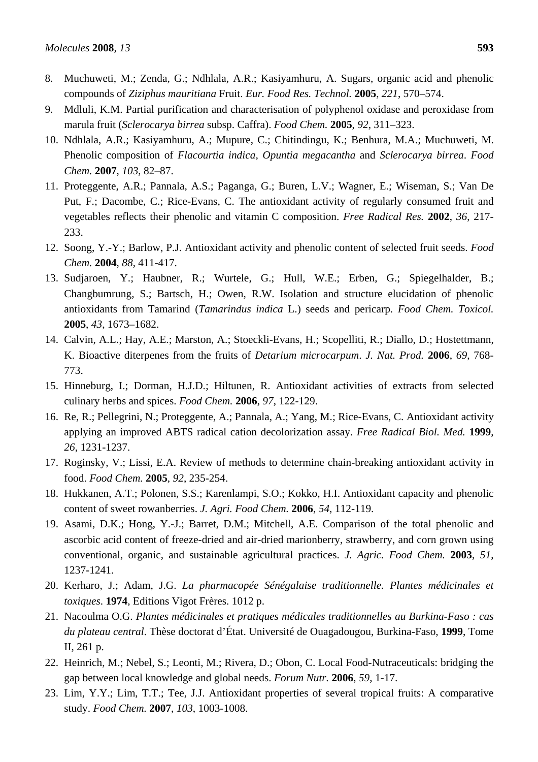8. Muchuweti, M.; Zenda, G.; Ndhlala, A.R.; Kasiyamhuru, A. Sugars, organic acid and phenolic compounds of *Ziziphus mauritiana* Fruit. *Eur. Food Res. Technol.* **2005**, *221*, 570–574.
9. Mdluli, K.M. Partial purification and characterisation of polyphenol oxidase and peroxidase from marula fruit (*Sclerocarya birrea* subsp. Caffra). *Food Chem.* **2005**, *92*, 311–323.
10. Ndhlala, A.R.; Kasiyamhuru, A.; Mupure, C.; Chitindingu, K.; Benhura, M.A.; Muchuweti, M. Phenolic composition of *Flacourtia indica*, *Opuntia megacantha* and *Sclerocarya birrea*. *Food Chem.* **2007**, *103*, 82–87.
11. Proteggente, A.R.; Pannala, A.S.; Paganga, G.; Buren, L.V.; Wagner, E.; Wiseman, S.; Van De Put, F.; Dacombe, C.; Rice-Evans, C. The antioxidant activity of regularly consumed fruit and vegetables reflects their phenolic and vitamin C composition. *Free Radical Res.* **2002**, *36*, 217-233.
12. Soong, Y.-Y.; Barlow, P.J. Antioxidant activity and phenolic content of selected fruit seeds. *Food Chem.* **2004**, *88*, 411-417.
13. Sudjaroen, Y.; Haubner, R.; Wurtele, G.; Hull, W.E.; Erben, G.; Spiegelhalder, B.; Changbumrung, S.; Bartsch, H.; Owen, R.W. Isolation and structure elucidation of phenolic antioxidants from Tamarind (*Tamarindus indica* L.) seeds and pericarp. *Food Chem. Toxicol.* **2005**, *43*, 1673–1682.
14. Calvin, A.L.; Hay, A.E.; Marston, A.; Stoeckli-Evans, H.; Scopelliti, R.; Diallo, D.; Hostettmann, K. Bioactive diterpenes from the fruits of *Detarium microcarpum*. *J. Nat. Prod.* **2006**, *69*, 768-773.
15. Hinneburg, I.; Dorman, H.J.D.; Hiltunen, R. Antioxidant activities of extracts from selected culinary herbs and spices. *Food Chem.* **2006**, *97*, 122-129.
16. Re, R.; Pellegrini, N.; Proteggente, A.; Pannala, A.; Yang, M.; Rice-Evans, C. Antioxidant activity applying an improved ABTS radical cation decolorization assay. *Free Radical Biol. Med.* **1999**, *26*, 1231-1237.
17. Roginsky, V.; Lissi, E.A. Review of methods to determine chain-breaking antioxidant activity in food. *Food Chem.* **2005**, *92*, 235-254.
18. Hukkanen, A.T.; Polonen, S.S.; Karenlampi, S.O.; Kokko, H.I. Antioxidant capacity and phenolic content of sweet rowanberries. *J. Agri. Food Chem.* **2006**, *54*, 112-119.
19. Asami, D.K.; Hong, Y.-J.; Barret, D.M.; Mitchell, A.E. Comparison of the total phenolic and ascorbic acid content of freeze-dried and air-dried marionberry, strawberry, and corn grown using conventional, organic, and sustainable agricultural practices. *J. Agric. Food Chem.* **2003**, *51*, 1237-1241.
20. Kerharo, J.; Adam, J.G. *La pharmacopée Sénégalaise traditionnelle. Plantes médicinales et toxiques*. **1974**, Editions Vigot Frères. 1012 p.
21. Nacoulma O.G. *Plantes médicinales et pratiques médicales traditionnelles au Burkina-Faso : cas du plateau central*. Thèse doctorat d'État. Université de Ouagadougou, Burkina-Faso, **1999**, Tome II, 261 p.
22. Heinrich, M.; Nebel, S.; Leonti, M.; Rivera, D.; Obon, C. Local Food-Nutraceuticals: bridging the gap between local knowledge and global needs. *Forum Nutr.* **2006**, *59*, 1-17.
23. Lim, Y.Y.; Lim, T.T.; Tee, J.J. Antioxidant properties of several tropical fruits: A comparative study. *Food Chem.* **2007**, *103*, 1003-1008.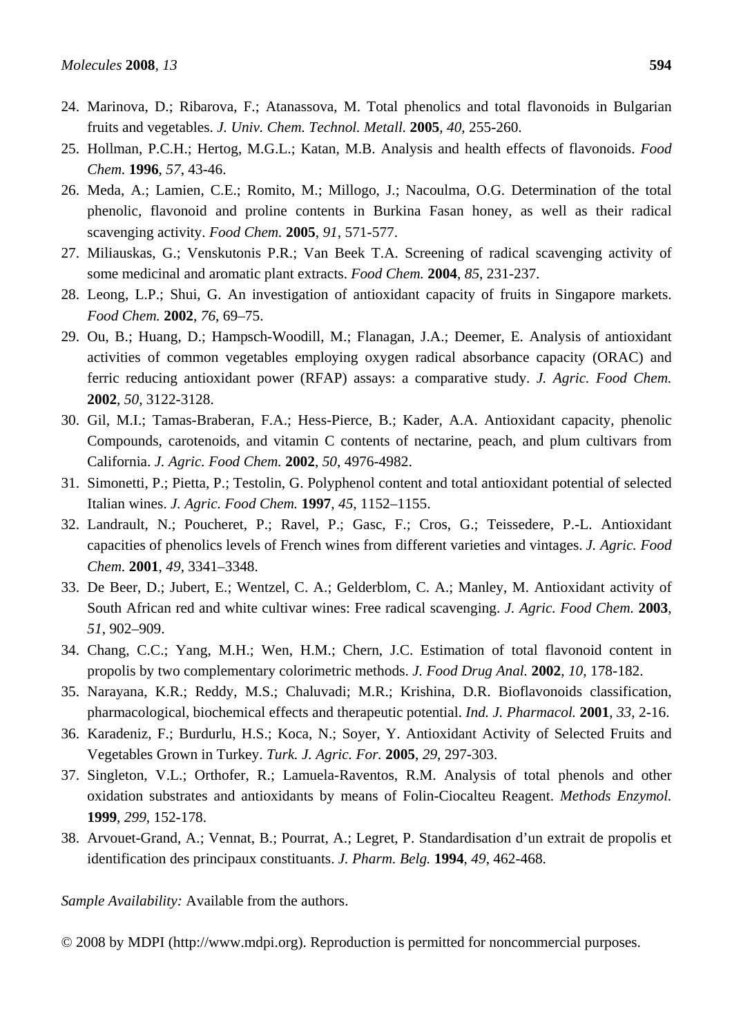24. Marinova, D.; Ribarova, F.; Atanassova, M. Total phenolics and total flavonoids in Bulgarian fruits and vegetables. *J. Univ. Chem. Technol. Metall.* **2005**, *40*, 255-260.
25. Hollman, P.C.H.; Hertog, M.G.L.; Katan, M.B. Analysis and health effects of flavonoids. *Food Chem.* **1996**, *57*, 43-46.
26. Meda, A.; Lamien, C.E.; Romito, M.; Millogo, J.; Nacoulma, O.G. Determination of the total phenolic, flavonoid and proline contents in Burkina Fasan honey, as well as their radical scavenging activity. *Food Chem.* **2005**, *91*, 571-577.
27. Miliauskas, G.; Venskutonis P.R.; Van Beek T.A. Screening of radical scavenging activity of some medicinal and aromatic plant extracts. *Food Chem.* **2004**, *85*, 231-237.
28. Leong, L.P.; Shui, G. An investigation of antioxidant capacity of fruits in Singapore markets. *Food Chem.* **2002**, *76*, 69–75.
29. Ou, B.; Huang, D.; Hampsch-Woodill, M.; Flanagan, J.A.; Deemer, E. Analysis of antioxidant activities of common vegetables employing oxygen radical absorbance capacity (ORAC) and ferric reducing antioxidant power (RFAP) assays: a comparative study. *J. Agric. Food Chem.* **2002**, *50*, 3122-3128.
30. Gil, M.I.; Tamas-Braberan, F.A.; Hess-Pierce, B.; Kader, A.A. Antioxidant capacity, phenolic Compounds, carotenoids, and vitamin C contents of nectarine, peach, and plum cultivars from California. *J. Agric. Food Chem.* **2002**, *50*, 4976-4982.
31. Simonetti, P.; Pietta, P.; Testolin, G. Polyphenol content and total antioxidant potential of selected Italian wines. *J. Agric. Food Chem.* **1997**, *45*, 1152–1155.
32. Landrault, N.; Poucheret, P.; Ravel, P.; Gasc, F.; Cros, G.; Teissedere, P.-L. Antioxidant capacities of phenolics levels of French wines from different varieties and vintages. *J. Agric. Food Chem.* **2001**, *49*, 3341–3348.
33. De Beer, D.; Jubert, E.; Wentzel, C. A.; Gelderblom, C. A.; Manley, M. Antioxidant activity of South African red and white cultivar wines: Free radical scavenging. *J. Agric. Food Chem.* **2003**, *51*, 902–909.
34. Chang, C.C.; Yang, M.H.; Wen, H.M.; Chern, J.C. Estimation of total flavonoid content in propolis by two complementary colorimetric methods. *J. Food Drug Anal.* **2002**, *10*, 178-182.
35. Narayana, K.R.; Reddy, M.S.; Chaluvadi; M.R.; Krishina, D.R. Bioflavonoids classification, pharmacological, biochemical effects and therapeutic potential. *Ind. J. Pharmacol.* **2001**, *33*, 2-16.
36. Karadeniz, F.; Burdurlu, H.S.; Koca, N.; Soyer, Y. Antioxidant Activity of Selected Fruits and Vegetables Grown in Turkey. *Turk. J. Agric. For.* **2005**, *29*, 297-303.
37. Singleton, V.L.; Orthofer, R.; Lamuela-Raventos, R.M. Analysis of total phenols and other oxidation substrates and antioxidants by means of Folin-Ciocalteu Reagent. *Methods Enzymol.* **1999**, *299*, 152-178.
38. Arvouet-Grand, A.; Vennat, B.; Pourrat, A.; Legret, P. Standardisation d'un extrait de propolis et identification des principaux constituants. *J. Pharm. Belg.* **1994**, *49*, 462-468.

*Sample Availability:* Available from the authors.

© 2008 by MDPI (http://www.mdpi.org). Reproduction is permitted for noncommercial purposes.